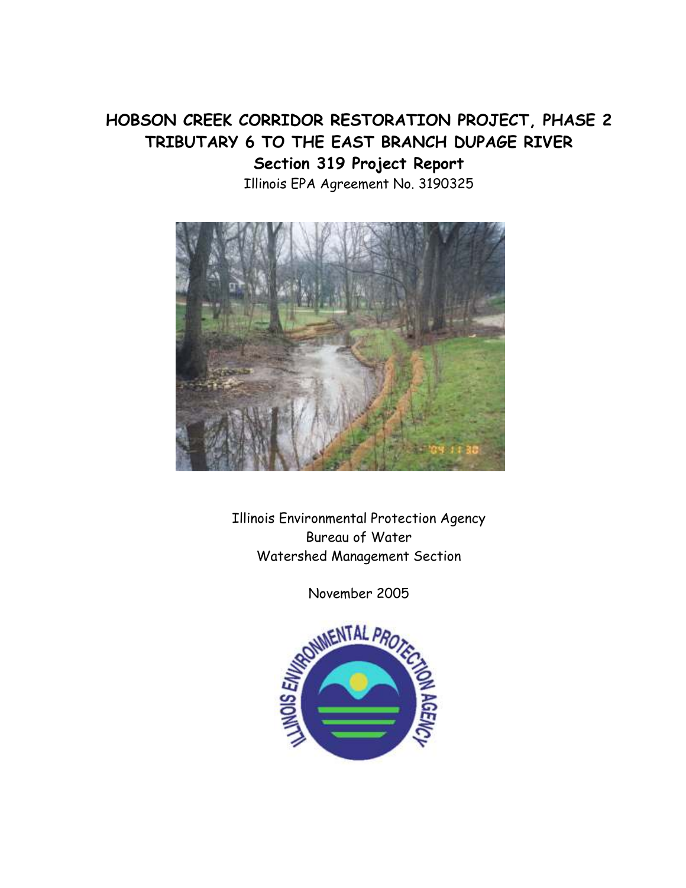# HOBSON CREEK CORRIDOR RESTORATION PROJECT, PHASE 2
# TRIBUTARY 6 TO THE EAST BRANCH DUPAGE RIVER
## Section 319 Project Report

Illinois EPA Agreement No. 3190325

Illinois Environmental Protection Agency
Bureau of Water
Watershed Management Section

November 2005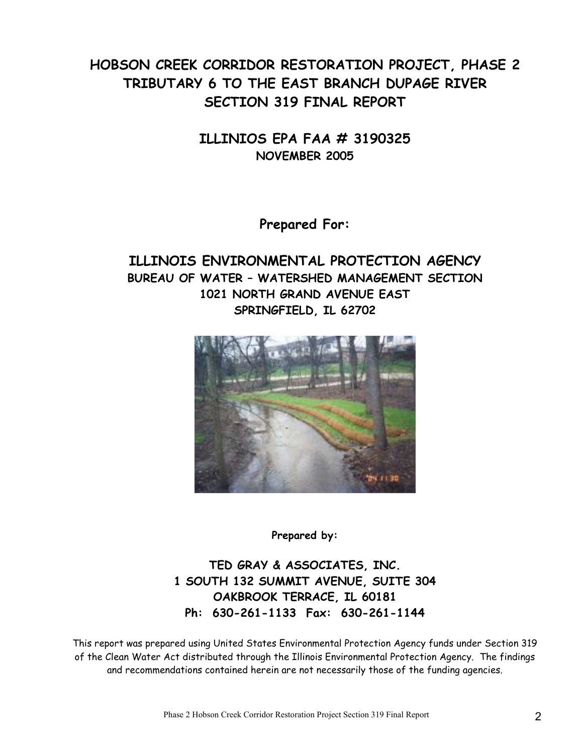# HOBSON CREEK CORRIDOR RESTORATION PROJECT, PHASE 2
# TRIBUTARY 6 TO THE EAST BRANCH DUPAGE RIVER
# SECTION 319 FINAL REPORT

## ILLINIOS EPA FAA # 3190325

**NOVEMBER 2005**

**Prepared For:**

## ILLINOIS ENVIRONMENTAL PROTECTION AGENCY

**BUREAU OF WATER – WATERSHED MANAGEMENT SECTION**
**1021 NORTH GRAND AVENUE EAST**
**SPRINGFIELD, IL 62702**

**Prepared by:**

**TED GRAY & ASSOCIATES, INC.**
**1 SOUTH 132 SUMMIT AVENUE, SUITE 304**
**OAKBROOK TERRACE, IL 60181**
**Ph: 630-261-1133 Fax: 630-261-1144**

This report was prepared using United States Environmental Protection Agency funds under Section 319 of the Clean Water Act distributed through the Illinois Environmental Protection Agency. The findings and recommendations contained herein are not necessarily those of the funding agencies.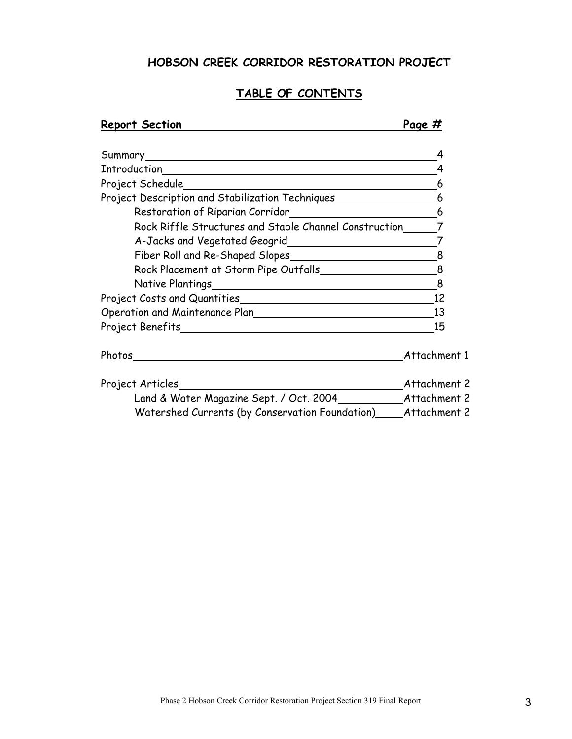# HOBSON CREEK CORRIDOR RESTORATION PROJECT

## TABLE OF CONTENTS

| Report Section | Page # |
|---|---|
| Summary | 4 |
| Introduction | 4 |
| Project Schedule | 6 |
| Project Description and Stabilization Techniques | 6 |
| Restoration of Riparian Corridor | 6 |
| Rock Riffle Structures and Stable Channel Construction | 7 |
| A-Jacks and Vegetated Geogrid | 7 |
| Fiber Roll and Re-Shaped Slopes | 8 |
| Rock Placement at Storm Pipe Outfalls | 8 |
| Native Plantings | 8 |
| Project Costs and Quantities | 12 |
| Operation and Maintenance Plan | 13 |
| Project Benefits | 15 |
| Photos | Attachment 1 |
| Project Articles | Attachment 2 |
| Land & Water Magazine Sept. / Oct. 2004 | Attachment 2 |
| Watershed Currents (by Conservation Foundation) | Attachment 2 |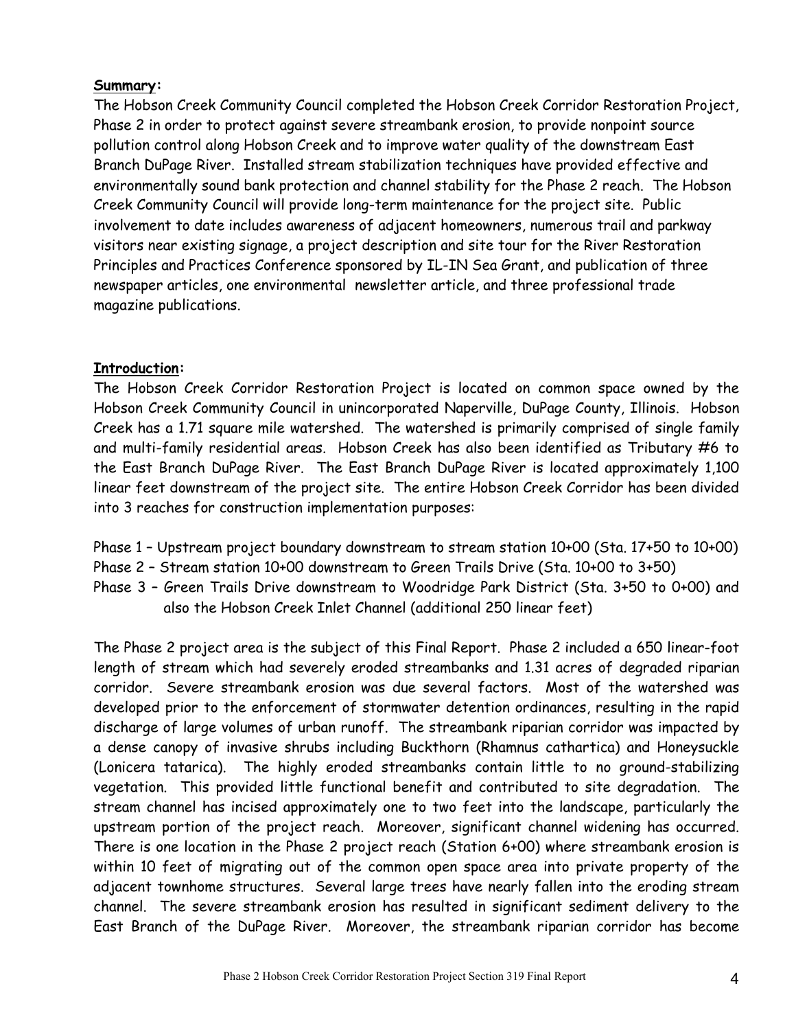**Summary**:

The Hobson Creek Community Council completed the Hobson Creek Corridor Restoration Project, Phase 2 in order to protect against severe streambank erosion, to provide nonpoint source pollution control along Hobson Creek and to improve water quality of the downstream East Branch DuPage River. Installed stream stabilization techniques have provided effective and environmentally sound bank protection and channel stability for the Phase 2 reach. The Hobson Creek Community Council will provide long-term maintenance for the project site. Public involvement to date includes awareness of adjacent homeowners, numerous trail and parkway visitors near existing signage, a project description and site tour for the River Restoration Principles and Practices Conference sponsored by IL-IN Sea Grant, and publication of three newspaper articles, one environmental newsletter article, and three professional trade magazine publications.

**Introduction**:

The Hobson Creek Corridor Restoration Project is located on common space owned by the Hobson Creek Community Council in unincorporated Naperville, DuPage County, Illinois. Hobson Creek has a 1.71 square mile watershed. The watershed is primarily comprised of single family and multi-family residential areas. Hobson Creek has also been identified as Tributary #6 to the East Branch DuPage River. The East Branch DuPage River is located approximately 1,100 linear feet downstream of the project site. The entire Hobson Creek Corridor has been divided into 3 reaches for construction implementation purposes:

Phase 1 – Upstream project boundary downstream to stream station 10+00 (Sta. 17+50 to 10+00)
Phase 2 – Stream station 10+00 downstream to Green Trails Drive (Sta. 10+00 to 3+50)
Phase 3 – Green Trails Drive downstream to Woodridge Park District (Sta. 3+50 to 0+00) and also the Hobson Creek Inlet Channel (additional 250 linear feet)

The Phase 2 project area is the subject of this Final Report. Phase 2 included a 650 linear-foot length of stream which had severely eroded streambanks and 1.31 acres of degraded riparian corridor. Severe streambank erosion was due several factors. Most of the watershed was developed prior to the enforcement of stormwater detention ordinances, resulting in the rapid discharge of large volumes of urban runoff. The streambank riparian corridor was impacted by a dense canopy of invasive shrubs including Buckthorn (Rhamnus cathartica) and Honeysuckle (Lonicera tatarica). The highly eroded streambanks contain little to no ground-stabilizing vegetation. This provided little functional benefit and contributed to site degradation. The stream channel has incised approximately one to two feet into the landscape, particularly the upstream portion of the project reach. Moreover, significant channel widening has occurred. There is one location in the Phase 2 project reach (Station 6+00) where streambank erosion is within 10 feet of migrating out of the common open space area into private property of the adjacent townhome structures. Several large trees have nearly fallen into the eroding stream channel. The severe streambank erosion has resulted in significant sediment delivery to the East Branch of the DuPage River. Moreover, the streambank riparian corridor has become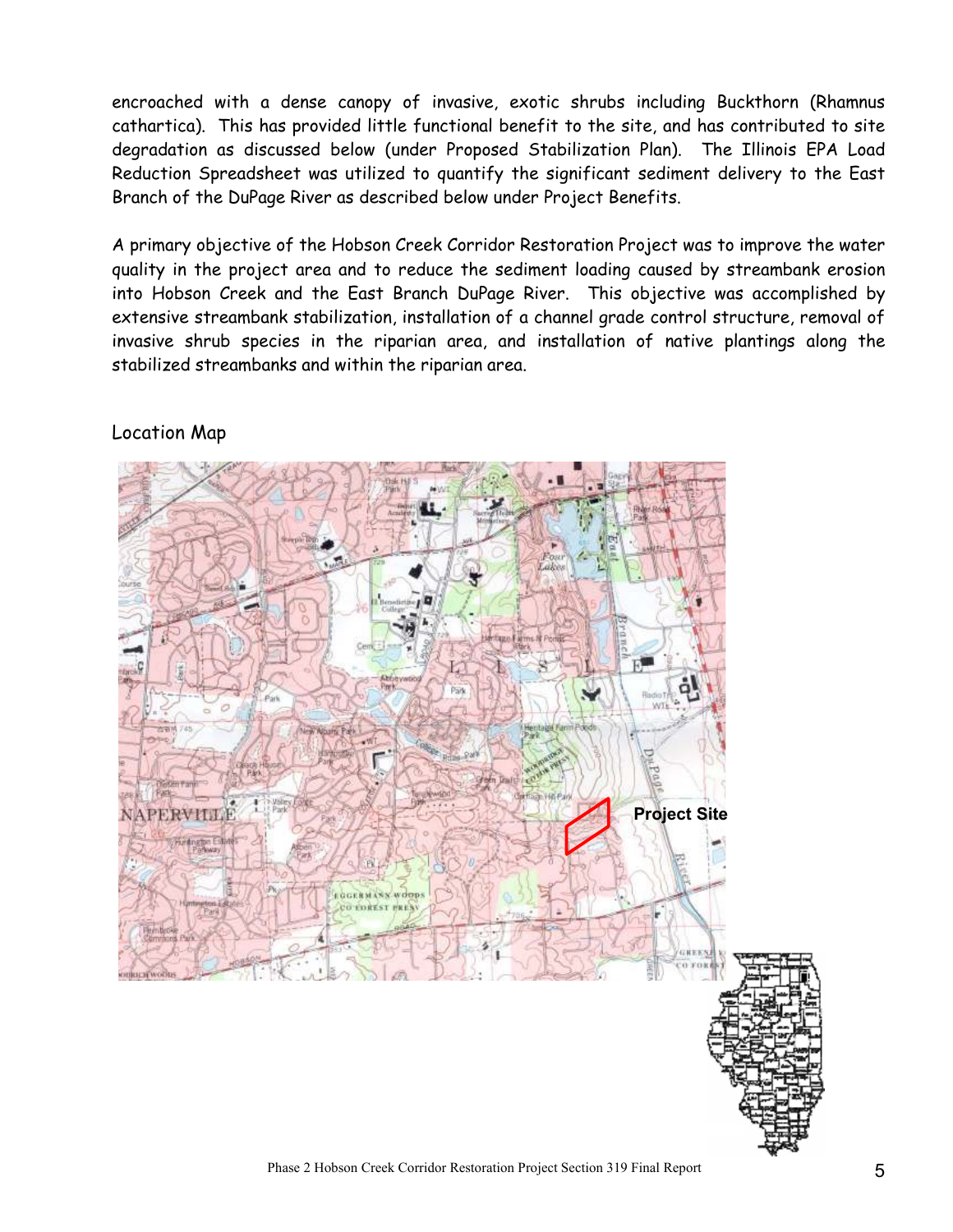encroached with a dense canopy of invasive, exotic shrubs including Buckthorn (Rhamnus cathartica). This has provided little functional benefit to the site, and has contributed to site degradation as discussed below (under Proposed Stabilization Plan). The Illinois EPA Load Reduction Spreadsheet was utilized to quantify the significant sediment delivery to the East Branch of the DuPage River as described below under Project Benefits.

A primary objective of the Hobson Creek Corridor Restoration Project was to improve the water quality in the project area and to reduce the sediment loading caused by streambank erosion into Hobson Creek and the East Branch DuPage River. This objective was accomplished by extensive streambank stabilization, installation of a channel grade control structure, removal of invasive shrub species in the riparian area, and installation of native plantings along the stabilized streambanks and within the riparian area.

Location Map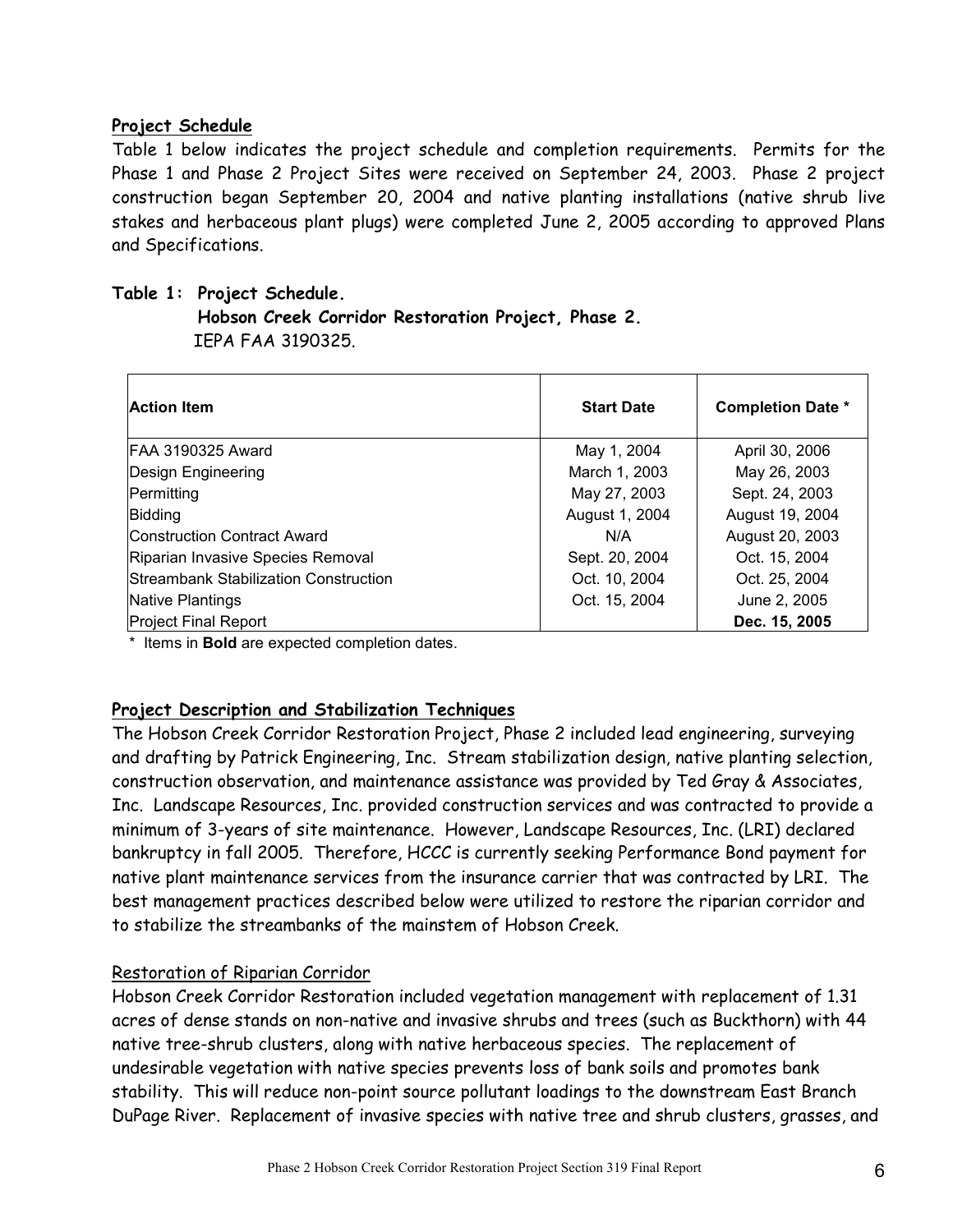**Project Schedule**

Table 1 below indicates the project schedule and completion requirements. Permits for the Phase 1 and Phase 2 Project Sites were received on September 24, 2003. Phase 2 project construction began September 20, 2004 and native planting installations (native shrub live stakes and herbaceous plant plugs) were completed June 2, 2005 according to approved Plans and Specifications.

**Table 1: Project Schedule.**
**Hobson Creek Corridor Restoration Project, Phase 2.**
IEPA FAA 3190325.

| Action Item | Start Date | Completion Date * |
|---|---|---|
| FAA 3190325 Award | May 1, 2004 | April 30, 2006 |
| Design Engineering | March 1, 2003 | May 26, 2003 |
| Permitting | May 27, 2003 | Sept. 24, 2003 |
| Bidding | August 1, 2004 | August 19, 2004 |
| Construction Contract Award | N/A | August 20, 2003 |
| Riparian Invasive Species Removal | Sept. 20, 2004 | Oct. 15, 2004 |
| Streambank Stabilization Construction | Oct. 10, 2004 | Oct. 25, 2004 |
| Native Plantings | Oct. 15, 2004 | June 2, 2005 |
| Project Final Report | | **Dec. 15, 2005** |

\* Items in **Bold** are expected completion dates.

**Project Description and Stabilization Techniques**

The Hobson Creek Corridor Restoration Project, Phase 2 included lead engineering, surveying and drafting by Patrick Engineering, Inc. Stream stabilization design, native planting selection, construction observation, and maintenance assistance was provided by Ted Gray & Associates, Inc. Landscape Resources, Inc. provided construction services and was contracted to provide a minimum of 3-years of site maintenance. However, Landscape Resources, Inc. (LRI) declared bankruptcy in fall 2005. Therefore, HCCC is currently seeking Performance Bond payment for native plant maintenance services from the insurance carrier that was contracted by LRI. The best management practices described below were utilized to restore the riparian corridor and to stabilize the streambanks of the mainstem of Hobson Creek.

Restoration of Riparian Corridor

Hobson Creek Corridor Restoration included vegetation management with replacement of 1.31 acres of dense stands on non-native and invasive shrubs and trees (such as Buckthorn) with 44 native tree-shrub clusters, along with native herbaceous species. The replacement of undesirable vegetation with native species prevents loss of bank soils and promotes bank stability. This will reduce non-point source pollutant loadings to the downstream East Branch DuPage River. Replacement of invasive species with native tree and shrub clusters, grasses, and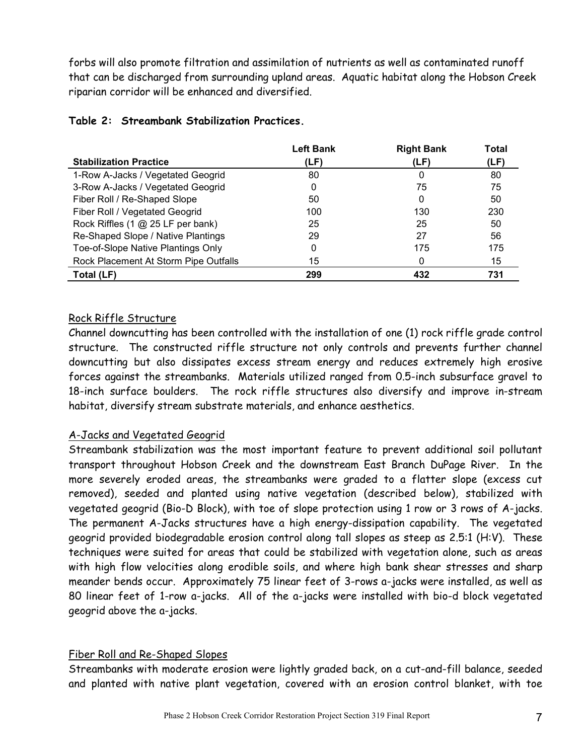forbs will also promote filtration and assimilation of nutrients as well as contaminated runoff that can be discharged from surrounding upland areas. Aquatic habitat along the Hobson Creek riparian corridor will be enhanced and diversified.

**Table 2: Streambank Stabilization Practices.**

| Stabilization Practice | Left Bank (LF) | Right Bank (LF) | Total (LF) |
|---|---|---|---|
| 1-Row A-Jacks / Vegetated Geogrid | 80 | 0 | 80 |
| 3-Row A-Jacks / Vegetated Geogrid | 0 | 75 | 75 |
| Fiber Roll / Re-Shaped Slope | 50 | 0 | 50 |
| Fiber Roll / Vegetated Geogrid | 100 | 130 | 230 |
| Rock Riffles (1 @ 25 LF per bank) | 25 | 25 | 50 |
| Re-Shaped Slope / Native Plantings | 29 | 27 | 56 |
| Toe-of-Slope Native Plantings Only | 0 | 175 | 175 |
| Rock Placement At Storm Pipe Outfalls | 15 | 0 | 15 |
| **Total (LF)** | **299** | **432** | **731** |

Rock Riffle Structure

Channel downcutting has been controlled with the installation of one (1) rock riffle grade control structure. The constructed riffle structure not only controls and prevents further channel downcutting but also dissipates excess stream energy and reduces extremely high erosive forces against the streambanks. Materials utilized ranged from 0.5-inch subsurface gravel to 18-inch surface boulders. The rock riffle structures also diversify and improve in-stream habitat, diversify stream substrate materials, and enhance aesthetics.

A-Jacks and Vegetated Geogrid

Streambank stabilization was the most important feature to prevent additional soil pollutant transport throughout Hobson Creek and the downstream East Branch DuPage River. In the more severely eroded areas, the streambanks were graded to a flatter slope (excess cut removed), seeded and planted using native vegetation (described below), stabilized with vegetated geogrid (Bio-D Block), with toe of slope protection using 1 row or 3 rows of A-jacks. The permanent A-Jacks structures have a high energy-dissipation capability. The vegetated geogrid provided biodegradable erosion control along tall slopes as steep as 2.5:1 (H:V). These techniques were suited for areas that could be stabilized with vegetation alone, such as areas with high flow velocities along erodible soils, and where high bank shear stresses and sharp meander bends occur. Approximately 75 linear feet of 3-rows a-jacks were installed, as well as 80 linear feet of 1-row a-jacks. All of the a-jacks were installed with bio-d block vegetated geogrid above the a-jacks.

Fiber Roll and Re-Shaped Slopes

Streambanks with moderate erosion were lightly graded back, on a cut-and-fill balance, seeded and planted with native plant vegetation, covered with an erosion control blanket, with toe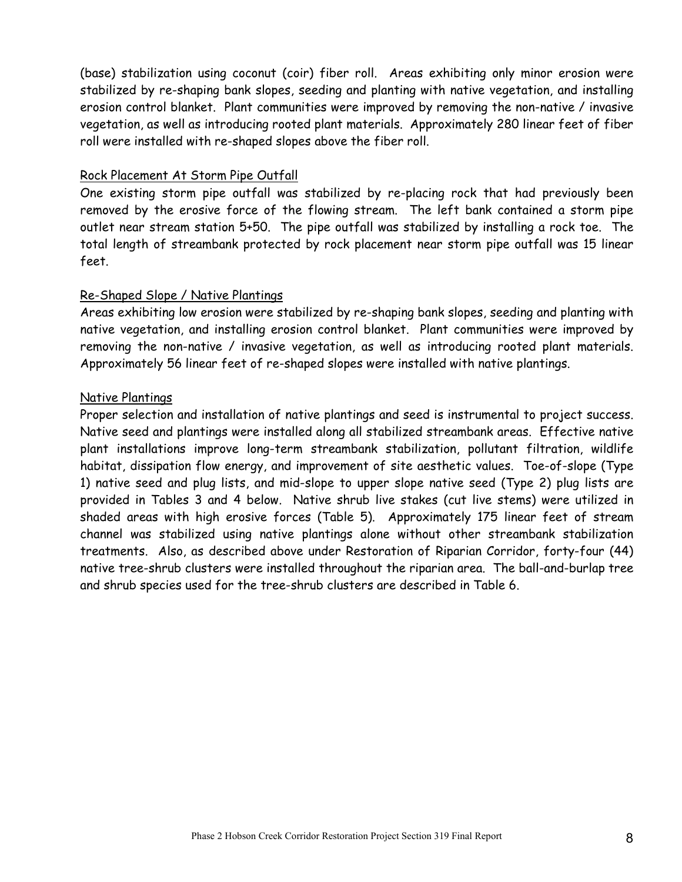(base) stabilization using coconut (coir) fiber roll. Areas exhibiting only minor erosion were stabilized by re-shaping bank slopes, seeding and planting with native vegetation, and installing erosion control blanket. Plant communities were improved by removing the non-native / invasive vegetation, as well as introducing rooted plant materials. Approximately 280 linear feet of fiber roll were installed with re-shaped slopes above the fiber roll.

Rock Placement At Storm Pipe Outfall

One existing storm pipe outfall was stabilized by re-placing rock that had previously been removed by the erosive force of the flowing stream. The left bank contained a storm pipe outlet near stream station 5+50. The pipe outfall was stabilized by installing a rock toe. The total length of streambank protected by rock placement near storm pipe outfall was 15 linear feet.

Re-Shaped Slope / Native Plantings

Areas exhibiting low erosion were stabilized by re-shaping bank slopes, seeding and planting with native vegetation, and installing erosion control blanket. Plant communities were improved by removing the non-native / invasive vegetation, as well as introducing rooted plant materials. Approximately 56 linear feet of re-shaped slopes were installed with native plantings.

Native Plantings

Proper selection and installation of native plantings and seed is instrumental to project success. Native seed and plantings were installed along all stabilized streambank areas. Effective native plant installations improve long-term streambank stabilization, pollutant filtration, wildlife habitat, dissipation flow energy, and improvement of site aesthetic values. Toe-of-slope (Type 1) native seed and plug lists, and mid-slope to upper slope native seed (Type 2) plug lists are provided in Tables 3 and 4 below. Native shrub live stakes (cut live stems) were utilized in shaded areas with high erosive forces (Table 5). Approximately 175 linear feet of stream channel was stabilized using native plantings alone without other streambank stabilization treatments. Also, as described above under Restoration of Riparian Corridor, forty-four (44) native tree-shrub clusters were installed throughout the riparian area. The ball-and-burlap tree and shrub species used for the tree-shrub clusters are described in Table 6.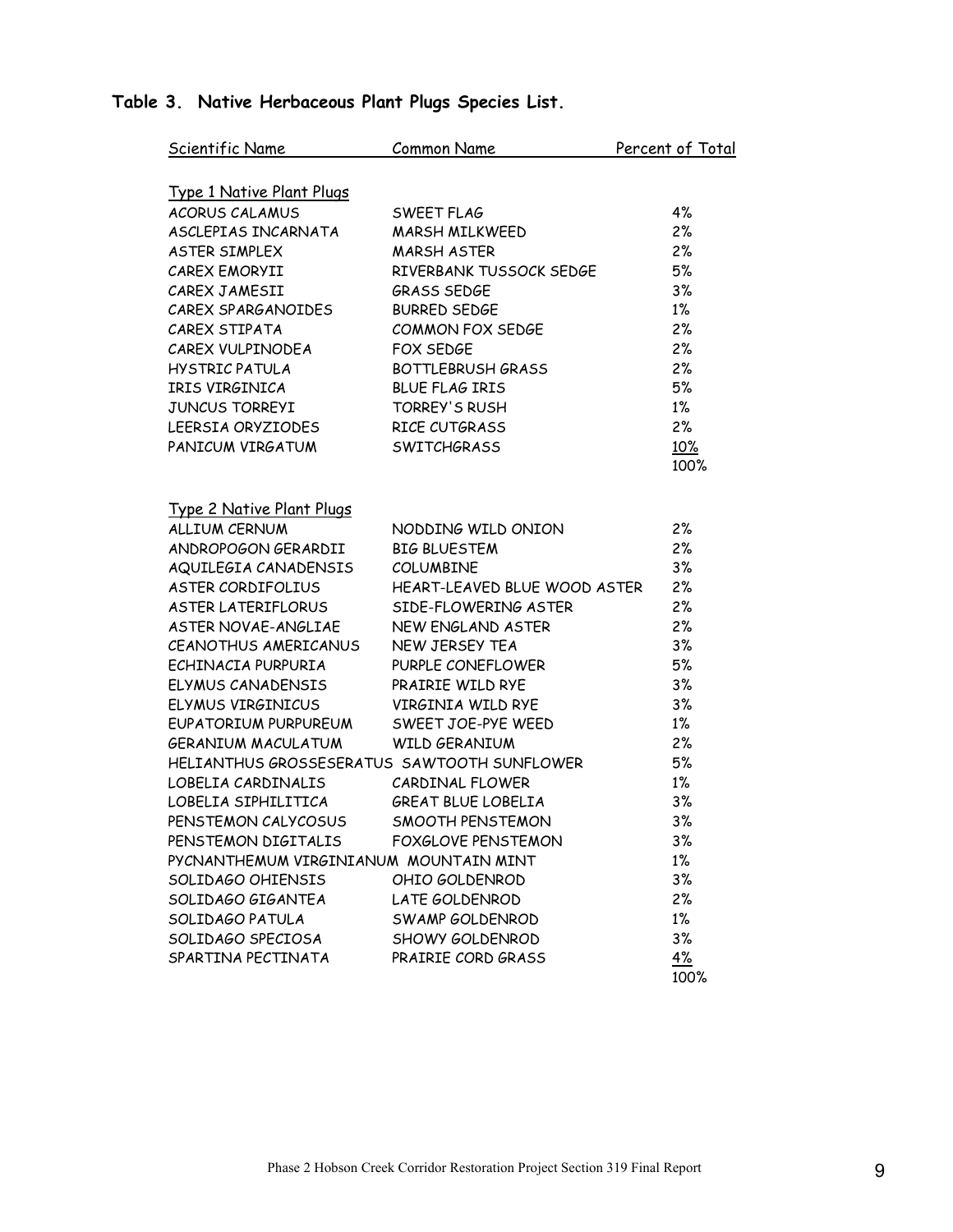**Table 3. Native Herbaceous Plant Plugs Species List.**

| Scientific Name | Common Name | Percent of Total |
|---|---|---|
| Type 1 Native Plant Plugs | | |
| ACORUS CALAMUS | SWEET FLAG | 4% |
| ASCLEPIAS INCARNATA | MARSH MILKWEED | 2% |
| ASTER SIMPLEX | MARSH ASTER | 2% |
| CAREX EMORYII | RIVERBANK TUSSOCK SEDGE | 5% |
| CAREX JAMESII | GRASS SEDGE | 3% |
| CAREX SPARGANOIDES | BURRED SEDGE | 1% |
| CAREX STIPATA | COMMON FOX SEDGE | 2% |
| CAREX VULPINODEA | FOX SEDGE | 2% |
| HYSTRIC PATULA | BOTTLEBRUSH GRASS | 2% |
| IRIS VIRGINICA | BLUE FLAG IRIS | 5% |
| JUNCUS TORREYI | TORREY'S RUSH | 1% |
| LEERSIA ORYZIODES | RICE CUTGRASS | 2% |
| PANICUM VIRGATUM | SWITCHGRASS | 10% |
| | | 100% |
| Type 2 Native Plant Plugs | | |
| ALLIUM CERNUM | NODDING WILD ONION | 2% |
| ANDROPOGON GERARDII | BIG BLUESTEM | 2% |
| AQUILEGIA CANADENSIS | COLUMBINE | 3% |
| ASTER CORDIFOLIUS | HEART-LEAVED BLUE WOOD ASTER | 2% |
| ASTER LATERIFLORUS | SIDE-FLOWERING ASTER | 2% |
| ASTER NOVAE-ANGLIAE | NEW ENGLAND ASTER | 2% |
| CEANOTHUS AMERICANUS | NEW JERSEY TEA | 3% |
| ECHINACIA PURPURIA | PURPLE CONEFLOWER | 5% |
| ELYMUS CANADENSIS | PRAIRIE WILD RYE | 3% |
| ELYMUS VIRGINICUS | VIRGINIA WILD RYE | 3% |
| EUPATORIUM PURPUREUM | SWEET JOE-PYE WEED | 1% |
| GERANIUM MACULATUM | WILD GERANIUM | 2% |
| HELIANTHUS GROSSESERATUS | SAWTOOTH SUNFLOWER | 5% |
| LOBELIA CARDINALIS | CARDINAL FLOWER | 1% |
| LOBELIA SIPHILITICA | GREAT BLUE LOBELIA | 3% |
| PENSTEMON CALYCOSUS | SMOOTH PENSTEMON | 3% |
| PENSTEMON DIGITALIS | FOXGLOVE PENSTEMON | 3% |
| PYCNANTHEMUM VIRGINIANUM | MOUNTAIN MINT | 1% |
| SOLIDAGO OHIENSIS | OHIO GOLDENROD | 3% |
| SOLIDAGO GIGANTEA | LATE GOLDENROD | 2% |
| SOLIDAGO PATULA | SWAMP GOLDENROD | 1% |
| SOLIDAGO SPECIOSA | SHOWY GOLDENROD | 3% |
| SPARTINA PECTINATA | PRAIRIE CORD GRASS | 4% |
| | | 100% |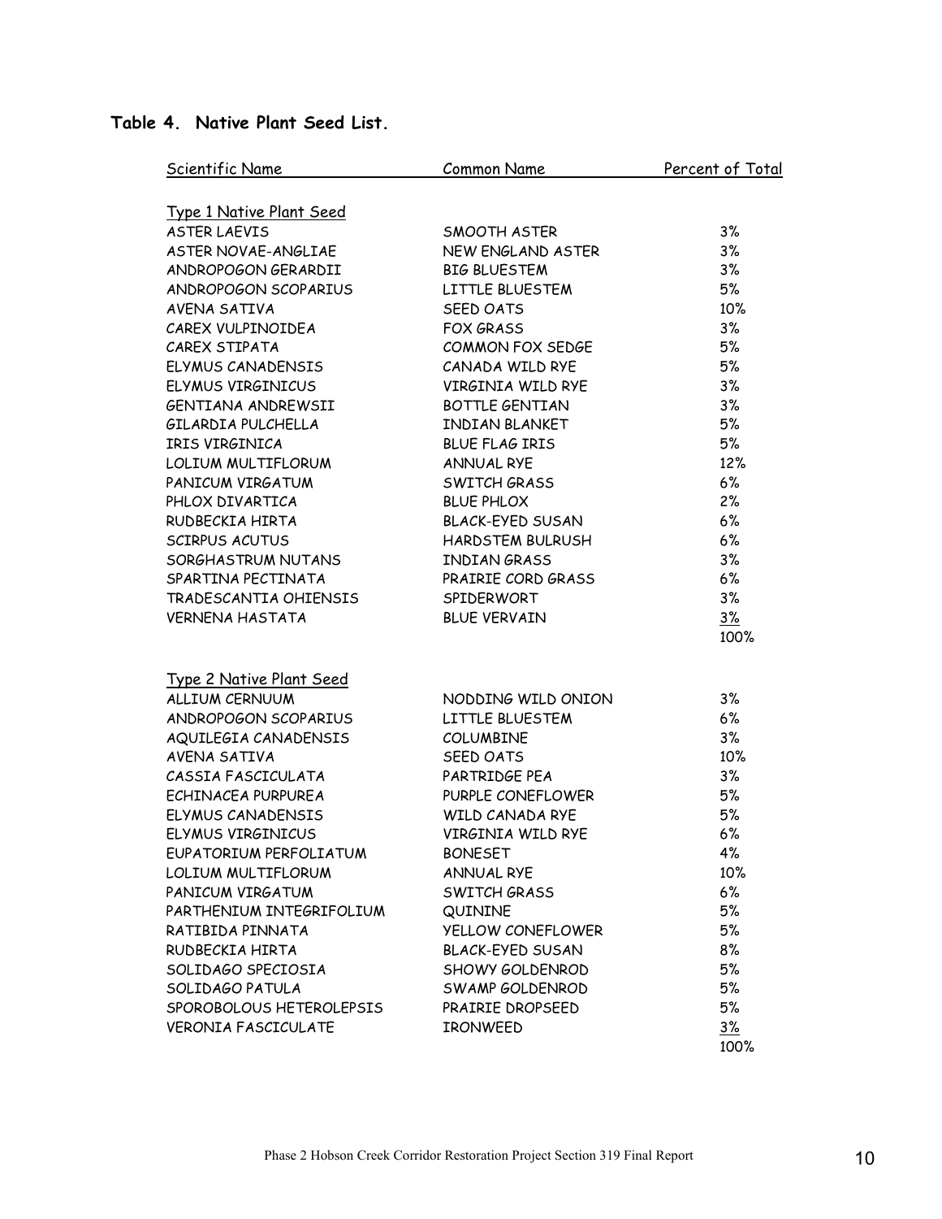**Table 4. Native Plant Seed List.**

| Scientific Name | Common Name | Percent of Total |
|---|---|---|
| Type 1 Native Plant Seed | | |
| ASTER LAEVIS | SMOOTH ASTER | 3% |
| ASTER NOVAE-ANGLIAE | NEW ENGLAND ASTER | 3% |
| ANDROPOGON GERARDII | BIG BLUESTEM | 3% |
| ANDROPOGON SCOPARIUS | LITTLE BLUESTEM | 5% |
| AVENA SATIVA | SEED OATS | 10% |
| CAREX VULPINOIDEA | FOX GRASS | 3% |
| CAREX STIPATA | COMMON FOX SEDGE | 5% |
| ELYMUS CANADENSIS | CANADA WILD RYE | 5% |
| ELYMUS VIRGINICUS | VIRGINIA WILD RYE | 3% |
| GENTIANA ANDREWSII | BOTTLE GENTIAN | 3% |
| GILARDIA PULCHELLA | INDIAN BLANKET | 5% |
| IRIS VIRGINICA | BLUE FLAG IRIS | 5% |
| LOLIUM MULTIFLORUM | ANNUAL RYE | 12% |
| PANICUM VIRGATUM | SWITCH GRASS | 6% |
| PHLOX DIVARTICA | BLUE PHLOX | 2% |
| RUDBECKIA HIRTA | BLACK-EYED SUSAN | 6% |
| SCIRPUS ACUTUS | HARDSTEM BULRUSH | 6% |
| SORGHASTRUM NUTANS | INDIAN GRASS | 3% |
| SPARTINA PECTINATA | PRAIRIE CORD GRASS | 6% |
| TRADESCANTIA OHIENSIS | SPIDERWORT | 3% |
| VERNENA HASTATA | BLUE VERVAIN | 3% |
| | | 100% |
| Type 2 Native Plant Seed | | |
| ALLIUM CERNUUM | NODDING WILD ONION | 3% |
| ANDROPOGON SCOPARIUS | LITTLE BLUESTEM | 6% |
| AQUILEGIA CANADENSIS | COLUMBINE | 3% |
| AVENA SATIVA | SEED OATS | 10% |
| CASSIA FASCICULATA | PARTRIDGE PEA | 3% |
| ECHINACEA PURPUREA | PURPLE CONEFLOWER | 5% |
| ELYMUS CANADENSIS | WILD CANADA RYE | 5% |
| ELYMUS VIRGINICUS | VIRGINIA WILD RYE | 6% |
| EUPATORIUM PERFOLIATUM | BONESET | 4% |
| LOLIUM MULTIFLORUM | ANNUAL RYE | 10% |
| PANICUM VIRGATUM | SWITCH GRASS | 6% |
| PARTHENIUM INTEGRIFOLIUM | QUININE | 5% |
| RATIBIDA PINNATA | YELLOW CONEFLOWER | 5% |
| RUDBECKIA HIRTA | BLACK-EYED SUSAN | 8% |
| SOLIDAGO SPECIOSIA | SHOWY GOLDENROD | 5% |
| SOLIDAGO PATULA | SWAMP GOLDENROD | 5% |
| SPOROBOLOUS HETEROLEPSIS | PRAIRIE DROPSEED | 5% |
| VERONIA FASCICULATE | IRONWEED | 3% |
| | | 100% |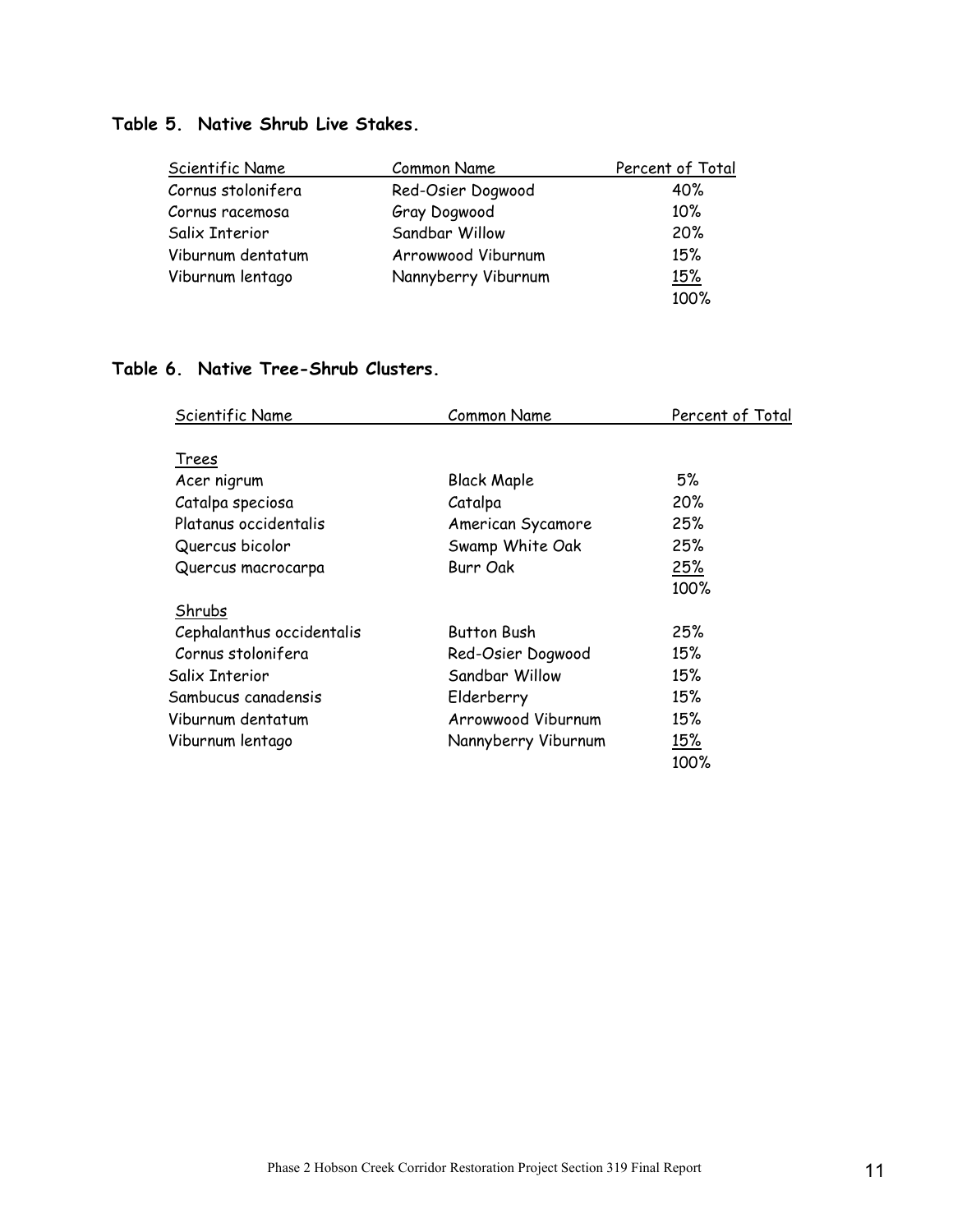**Table 5. Native Shrub Live Stakes.**

| Scientific Name | Common Name | Percent of Total |
|---|---|---|
| Cornus stolonifera | Red-Osier Dogwood | 40% |
| Cornus racemosa | Gray Dogwood | 10% |
| Salix Interior | Sandbar Willow | 20% |
| Viburnum dentatum | Arrowwood Viburnum | 15% |
| Viburnum lentago | Nannyberry Viburnum | 15% |
| | | 100% |

**Table 6. Native Tree-Shrub Clusters.**

| Scientific Name | Common Name | Percent of Total |
|---|---|---|
| Trees | | |
| Acer nigrum | Black Maple | 5% |
| Catalpa speciosa | Catalpa | 20% |
| Platanus occidentalis | American Sycamore | 25% |
| Quercus bicolor | Swamp White Oak | 25% |
| Quercus macrocarpa | Burr Oak | 25% |
| | | 100% |
| Shrubs | | |
| Cephalanthus occidentalis | Button Bush | 25% |
| Cornus stolonifera | Red-Osier Dogwood | 15% |
| Salix Interior | Sandbar Willow | 15% |
| Sambucus canadensis | Elderberry | 15% |
| Viburnum dentatum | Arrowwood Viburnum | 15% |
| Viburnum lentago | Nannyberry Viburnum | 15% |
| | | 100% |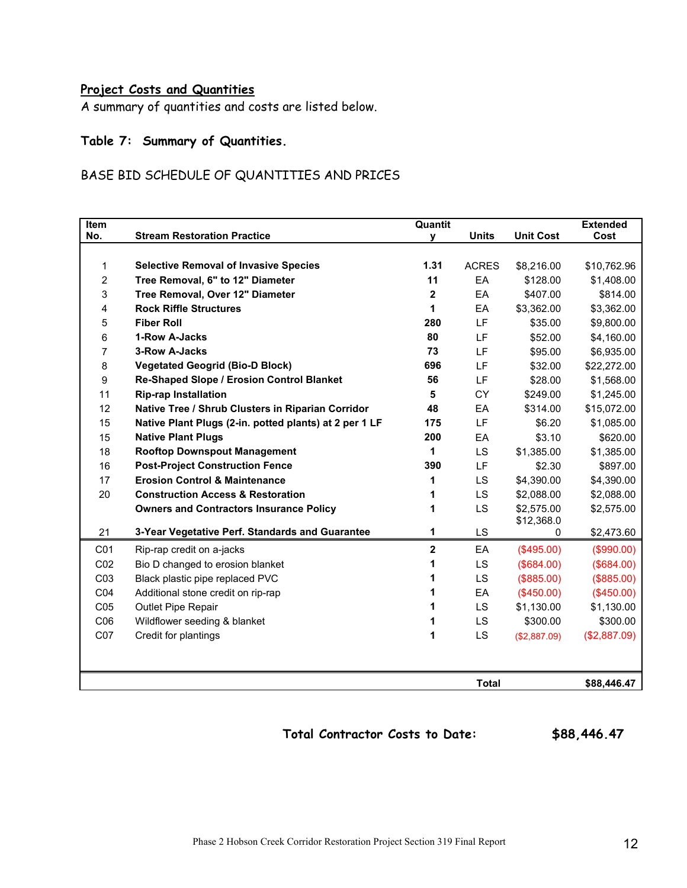## Project Costs and Quantities

A summary of quantities and costs are listed below.

### Table 7: Summary of Quantities.

BASE BID SCHEDULE OF QUANTITIES AND PRICES

| Item No. | Stream Restoration Practice | Quantity | Units | Unit Cost | Extended Cost |
|---|---|---|---|---|---|
| 1 | **Selective Removal of Invasive Species** | **1.31** | ACRES | $8,216.00 | $10,762.96 |
| 2 | **Tree Removal, 6" to 12" Diameter** | **11** | EA | $128.00 | $1,408.00 |
| 3 | **Tree Removal, Over 12" Diameter** | **2** | EA | $407.00 | $814.00 |
| 4 | **Rock Riffle Structures** | **1** | EA | $3,362.00 | $3,362.00 |
| 5 | **Fiber Roll** | **280** | LF | $35.00 | $9,800.00 |
| 6 | **1-Row A-Jacks** | **80** | LF | $52.00 | $4,160.00 |
| 7 | **3-Row A-Jacks** | **73** | LF | $95.00 | $6,935.00 |
| 8 | **Vegetated Geogrid (Bio-D Block)** | **696** | LF | $32.00 | $22,272.00 |
| 9 | **Re-Shaped Slope / Erosion Control Blanket** | **56** | LF | $28.00 | $1,568.00 |
| 11 | **Rip-rap Installation** | **5** | CY | $249.00 | $1,245.00 |
| 12 | **Native Tree / Shrub Clusters in Riparian Corridor** | **48** | EA | $314.00 | $15,072.00 |
| 15 | **Native Plant Plugs (2-in. potted plants) at 2 per 1 LF** | **175** | LF | $6.20 | $1,085.00 |
| 15 | **Native Plant Plugs** | **200** | EA | $3.10 | $620.00 |
| 18 | **Rooftop Downspout Management** | **1** | LS | $1,385.00 | $1,385.00 |
| 16 | **Post-Project Construction Fence** | **390** | LF | $2.30 | $897.00 |
| 17 | **Erosion Control & Maintenance** | **1** | LS | $4,390.00 | $4,390.00 |
| 20 | **Construction Access & Restoration** | **1** | LS | $2,088.00 | $2,088.00 |
| | **Owners and Contractors Insurance Policy** | **1** | LS | $2,575.00 | $2,575.00 |
| 21 | **3-Year Vegetative Perf. Standards and Guarantee** | **1** | LS | $12,368.00 | $2,473.60 |
| C01 | Rip-rap credit on a-jacks | **2** | EA | ($495.00) | ($990.00) |
| C02 | Bio D changed to erosion blanket | **1** | LS | ($684.00) | ($684.00) |
| C03 | Black plastic pipe replaced PVC | **1** | LS | ($885.00) | ($885.00) |
| C04 | Additional stone credit on rip-rap | **1** | EA | ($450.00) | ($450.00) |
| C05 | Outlet Pipe Repair | **1** | LS | $1,130.00 | $1,130.00 |
| C06 | Wildflower seeding & blanket | **1** | LS | $300.00 | $300.00 |
| C07 | Credit for plantings | **1** | LS | ($2,887.09) | ($2,887.09) |
| | | | **Total** | | **$88,446.47** |

**Total Contractor Costs to Date: $88,446.47**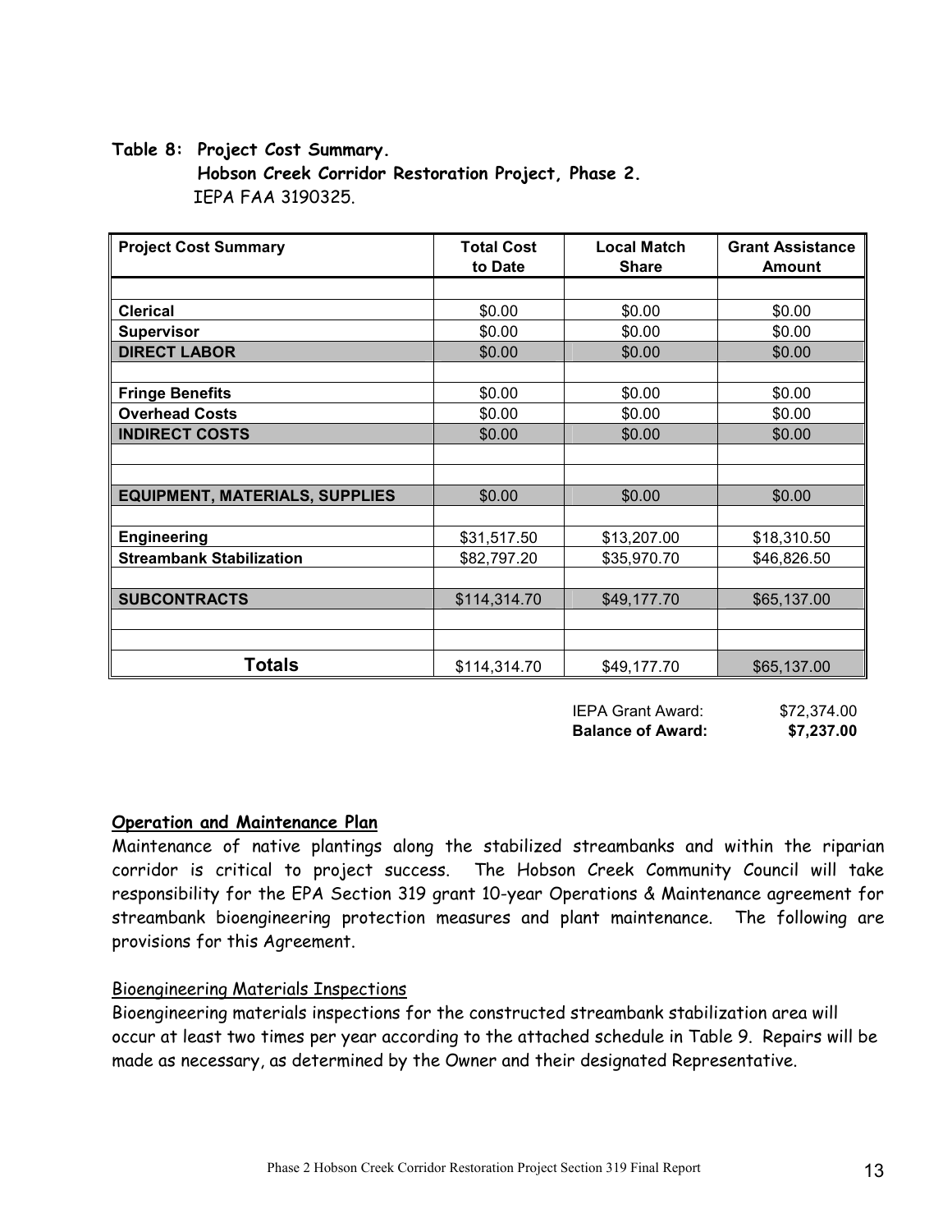**Table 8: Project Cost Summary.**
**Hobson Creek Corridor Restoration Project, Phase 2.**
IEPA FAA 3190325.

| Project Cost Summary | Total Cost to Date | Local Match Share | Grant Assistance Amount |
|---|---|---|---|
| | | | |
| **Clerical** | $0.00 | $0.00 | $0.00 |
| **Supervisor** | $0.00 | $0.00 | $0.00 |
| **DIRECT LABOR** | $0.00 | $0.00 | $0.00 |
| | | | |
| **Fringe Benefits** | $0.00 | $0.00 | $0.00 |
| **Overhead Costs** | $0.00 | $0.00 | $0.00 |
| **INDIRECT COSTS** | $0.00 | $0.00 | $0.00 |
| | | | |
| | | | |
| **EQUIPMENT, MATERIALS, SUPPLIES** | $0.00 | $0.00 | $0.00 |
| | | | |
| **Engineering** | $31,517.50 | $13,207.00 | $18,310.50 |
| **Streambank Stabilization** | $82,797.20 | $35,970.70 | $46,826.50 |
| | | | |
| **SUBCONTRACTS** | $114,314.70 | $49,177.70 | $65,137.00 |
| | | | |
| | | | |
| **Totals** | $114,314.70 | $49,177.70 | $65,137.00 |

IEPA Grant Award: $72,374.00
**Balance of Award: $7,237.00**

**Operation and Maintenance Plan**

Maintenance of native plantings along the stabilized streambanks and within the riparian corridor is critical to project success. The Hobson Creek Community Council will take responsibility for the EPA Section 319 grant 10-year Operations & Maintenance agreement for streambank bioengineering protection measures and plant maintenance. The following are provisions for this Agreement.

Bioengineering Materials Inspections

Bioengineering materials inspections for the constructed streambank stabilization area will occur at least two times per year according to the attached schedule in Table 9. Repairs will be made as necessary, as determined by the Owner and their designated Representative.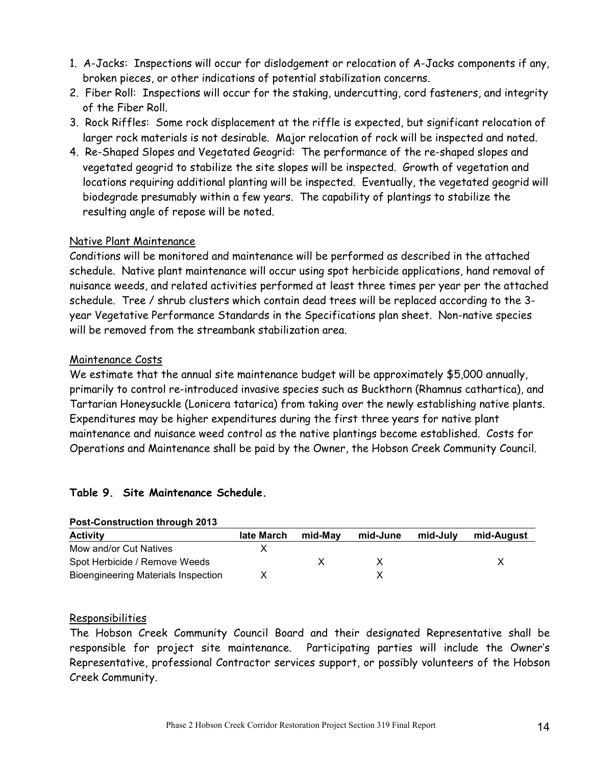1. A-Jacks: Inspections will occur for dislodgement or relocation of A-Jacks components if any, broken pieces, or other indications of potential stabilization concerns.
2. Fiber Roll: Inspections will occur for the staking, undercutting, cord fasteners, and integrity of the Fiber Roll.
3. Rock Riffles: Some rock displacement at the riffle is expected, but significant relocation of larger rock materials is not desirable. Major relocation of rock will be inspected and noted.
4. Re-Shaped Slopes and Vegetated Geogrid: The performance of the re-shaped slopes and vegetated geogrid to stabilize the site slopes will be inspected. Growth of vegetation and locations requiring additional planting will be inspected. Eventually, the vegetated geogrid will biodegrade presumably within a few years. The capability of plantings to stabilize the resulting angle of repose will be noted.

Native Plant Maintenance

Conditions will be monitored and maintenance will be performed as described in the attached schedule. Native plant maintenance will occur using spot herbicide applications, hand removal of nuisance weeds, and related activities performed at least three times per year per the attached schedule. Tree / shrub clusters which contain dead trees will be replaced according to the 3-year Vegetative Performance Standards in the Specifications plan sheet. Non-native species will be removed from the streambank stabilization area.

Maintenance Costs

We estimate that the annual site maintenance budget will be approximately $5,000 annually, primarily to control re-introduced invasive species such as Buckthorn (Rhamnus cathartica), and Tartarian Honeysuckle (Lonicera tatarica) from taking over the newly establishing native plants. Expenditures may be higher expenditures during the first three years for native plant maintenance and nuisance weed control as the native plantings become established. Costs for Operations and Maintenance shall be paid by the Owner, the Hobson Creek Community Council.

**Table 9. Site Maintenance Schedule.**

**Post-Construction through 2013**

| Activity | late March | mid-May | mid-June | mid-July | mid-August |
|---|---|---|---|---|---|
| Mow and/or Cut Natives | X | | | | |
| Spot Herbicide / Remove Weeds | | X | X | | X |
| Bioengineering Materials Inspection | X | | X | | |

Responsibilities

The Hobson Creek Community Council Board and their designated Representative shall be responsible for project site maintenance. Participating parties will include the Owner's Representative, professional Contractor services support, or possibly volunteers of the Hobson Creek Community.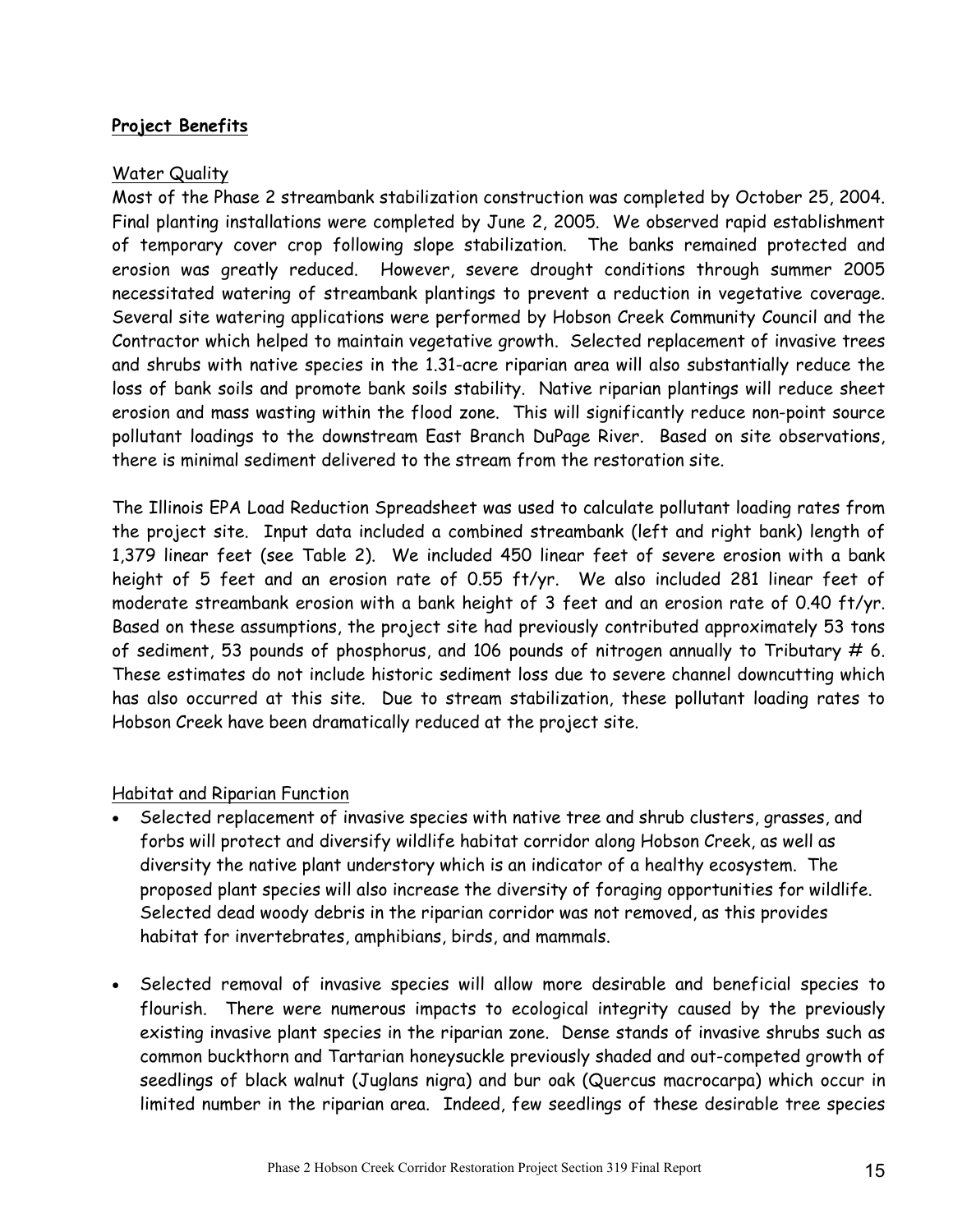**Project Benefits**

Water Quality

Most of the Phase 2 streambank stabilization construction was completed by October 25, 2004. Final planting installations were completed by June 2, 2005. We observed rapid establishment of temporary cover crop following slope stabilization. The banks remained protected and erosion was greatly reduced. However, severe drought conditions through summer 2005 necessitated watering of streambank plantings to prevent a reduction in vegetative coverage. Several site watering applications were performed by Hobson Creek Community Council and the Contractor which helped to maintain vegetative growth. Selected replacement of invasive trees and shrubs with native species in the 1.31-acre riparian area will also substantially reduce the loss of bank soils and promote bank soils stability. Native riparian plantings will reduce sheet erosion and mass wasting within the flood zone. This will significantly reduce non-point source pollutant loadings to the downstream East Branch DuPage River. Based on site observations, there is minimal sediment delivered to the stream from the restoration site.

The Illinois EPA Load Reduction Spreadsheet was used to calculate pollutant loading rates from the project site. Input data included a combined streambank (left and right bank) length of 1,379 linear feet (see Table 2). We included 450 linear feet of severe erosion with a bank height of 5 feet and an erosion rate of 0.55 ft/yr. We also included 281 linear feet of moderate streambank erosion with a bank height of 3 feet and an erosion rate of 0.40 ft/yr. Based on these assumptions, the project site had previously contributed approximately 53 tons of sediment, 53 pounds of phosphorus, and 106 pounds of nitrogen annually to Tributary # 6. These estimates do not include historic sediment loss due to severe channel downcutting which has also occurred at this site. Due to stream stabilization, these pollutant loading rates to Hobson Creek have been dramatically reduced at the project site.

Habitat and Riparian Function

- Selected replacement of invasive species with native tree and shrub clusters, grasses, and forbs will protect and diversify wildlife habitat corridor along Hobson Creek, as well as diversity the native plant understory which is an indicator of a healthy ecosystem. The proposed plant species will also increase the diversity of foraging opportunities for wildlife. Selected dead woody debris in the riparian corridor was not removed, as this provides habitat for invertebrates, amphibians, birds, and mammals.

- Selected removal of invasive species will allow more desirable and beneficial species to flourish. There were numerous impacts to ecological integrity caused by the previously existing invasive plant species in the riparian zone. Dense stands of invasive shrubs such as common buckthorn and Tartarian honeysuckle previously shaded and out-competed growth of seedlings of black walnut (Juglans nigra) and bur oak (Quercus macrocarpa) which occur in limited number in the riparian area. Indeed, few seedlings of these desirable tree species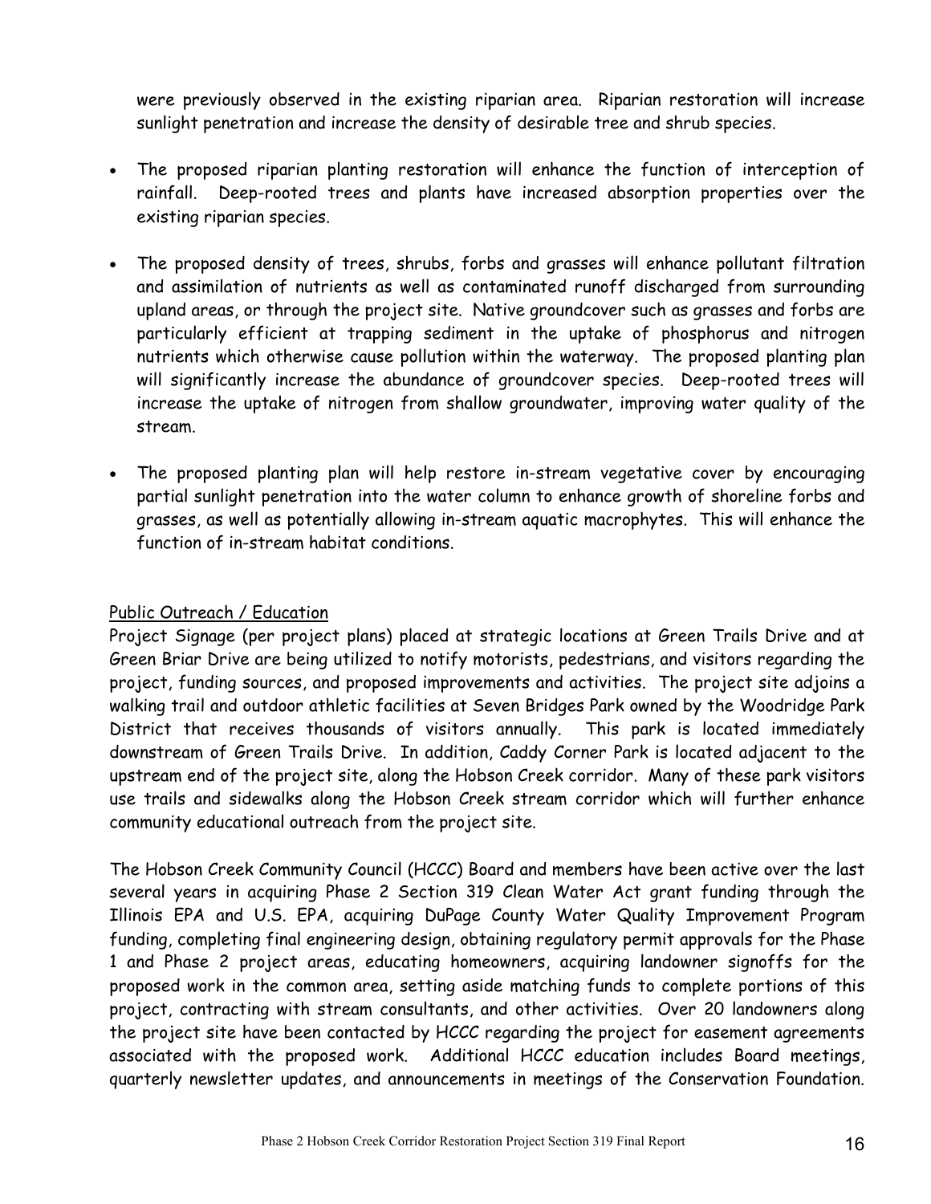were previously observed in the existing riparian area. Riparian restoration will increase sunlight penetration and increase the density of desirable tree and shrub species.

- The proposed riparian planting restoration will enhance the function of interception of rainfall. Deep-rooted trees and plants have increased absorption properties over the existing riparian species.

- The proposed density of trees, shrubs, forbs and grasses will enhance pollutant filtration and assimilation of nutrients as well as contaminated runoff discharged from surrounding upland areas, or through the project site. Native groundcover such as grasses and forbs are particularly efficient at trapping sediment in the uptake of phosphorus and nitrogen nutrients which otherwise cause pollution within the waterway. The proposed planting plan will significantly increase the abundance of groundcover species. Deep-rooted trees will increase the uptake of nitrogen from shallow groundwater, improving water quality of the stream.

- The proposed planting plan will help restore in-stream vegetative cover by encouraging partial sunlight penetration into the water column to enhance growth of shoreline forbs and grasses, as well as potentially allowing in-stream aquatic macrophytes. This will enhance the function of in-stream habitat conditions.

<u>Public Outreach / Education</u>

Project Signage (per project plans) placed at strategic locations at Green Trails Drive and at Green Briar Drive are being utilized to notify motorists, pedestrians, and visitors regarding the project, funding sources, and proposed improvements and activities. The project site adjoins a walking trail and outdoor athletic facilities at Seven Bridges Park owned by the Woodridge Park District that receives thousands of visitors annually. This park is located immediately downstream of Green Trails Drive. In addition, Caddy Corner Park is located adjacent to the upstream end of the project site, along the Hobson Creek corridor. Many of these park visitors use trails and sidewalks along the Hobson Creek stream corridor which will further enhance community educational outreach from the project site.

The Hobson Creek Community Council (HCCC) Board and members have been active over the last several years in acquiring Phase 2 Section 319 Clean Water Act grant funding through the Illinois EPA and U.S. EPA, acquiring DuPage County Water Quality Improvement Program funding, completing final engineering design, obtaining regulatory permit approvals for the Phase 1 and Phase 2 project areas, educating homeowners, acquiring landowner signoffs for the proposed work in the common area, setting aside matching funds to complete portions of this project, contracting with stream consultants, and other activities. Over 20 landowners along the project site have been contacted by HCCC regarding the project for easement agreements associated with the proposed work. Additional HCCC education includes Board meetings, quarterly newsletter updates, and announcements in meetings of the Conservation Foundation.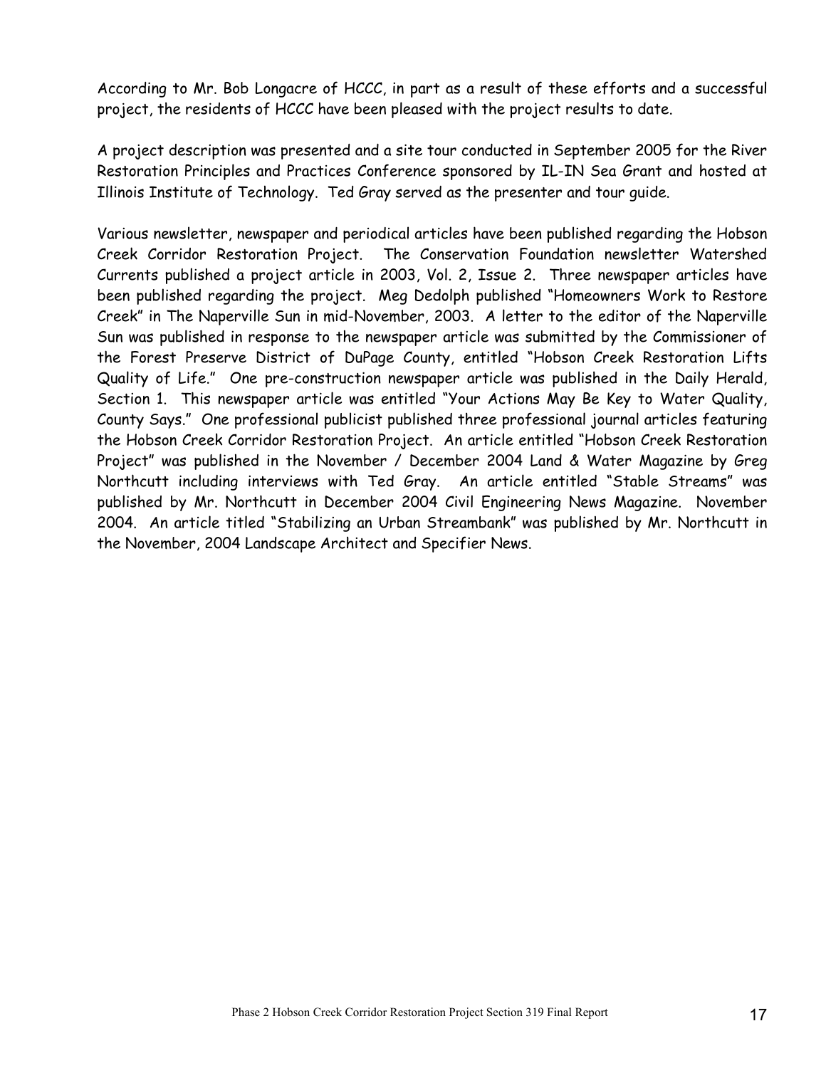According to Mr. Bob Longacre of HCCC, in part as a result of these efforts and a successful project, the residents of HCCC have been pleased with the project results to date.

A project description was presented and a site tour conducted in September 2005 for the River Restoration Principles and Practices Conference sponsored by IL-IN Sea Grant and hosted at Illinois Institute of Technology. Ted Gray served as the presenter and tour guide.

Various newsletter, newspaper and periodical articles have been published regarding the Hobson Creek Corridor Restoration Project. The Conservation Foundation newsletter Watershed Currents published a project article in 2003, Vol. 2, Issue 2. Three newspaper articles have been published regarding the project. Meg Dedolph published "Homeowners Work to Restore Creek" in The Naperville Sun in mid-November, 2003. A letter to the editor of the Naperville Sun was published in response to the newspaper article was submitted by the Commissioner of the Forest Preserve District of DuPage County, entitled "Hobson Creek Restoration Lifts Quality of Life." One pre-construction newspaper article was published in the Daily Herald, Section 1. This newspaper article was entitled "Your Actions May Be Key to Water Quality, County Says." One professional publicist published three professional journal articles featuring the Hobson Creek Corridor Restoration Project. An article entitled "Hobson Creek Restoration Project" was published in the November / December 2004 Land & Water Magazine by Greg Northcutt including interviews with Ted Gray. An article entitled "Stable Streams" was published by Mr. Northcutt in December 2004 Civil Engineering News Magazine. November 2004. An article titled "Stabilizing an Urban Streambank" was published by Mr. Northcutt in the November, 2004 Landscape Architect and Specifier News.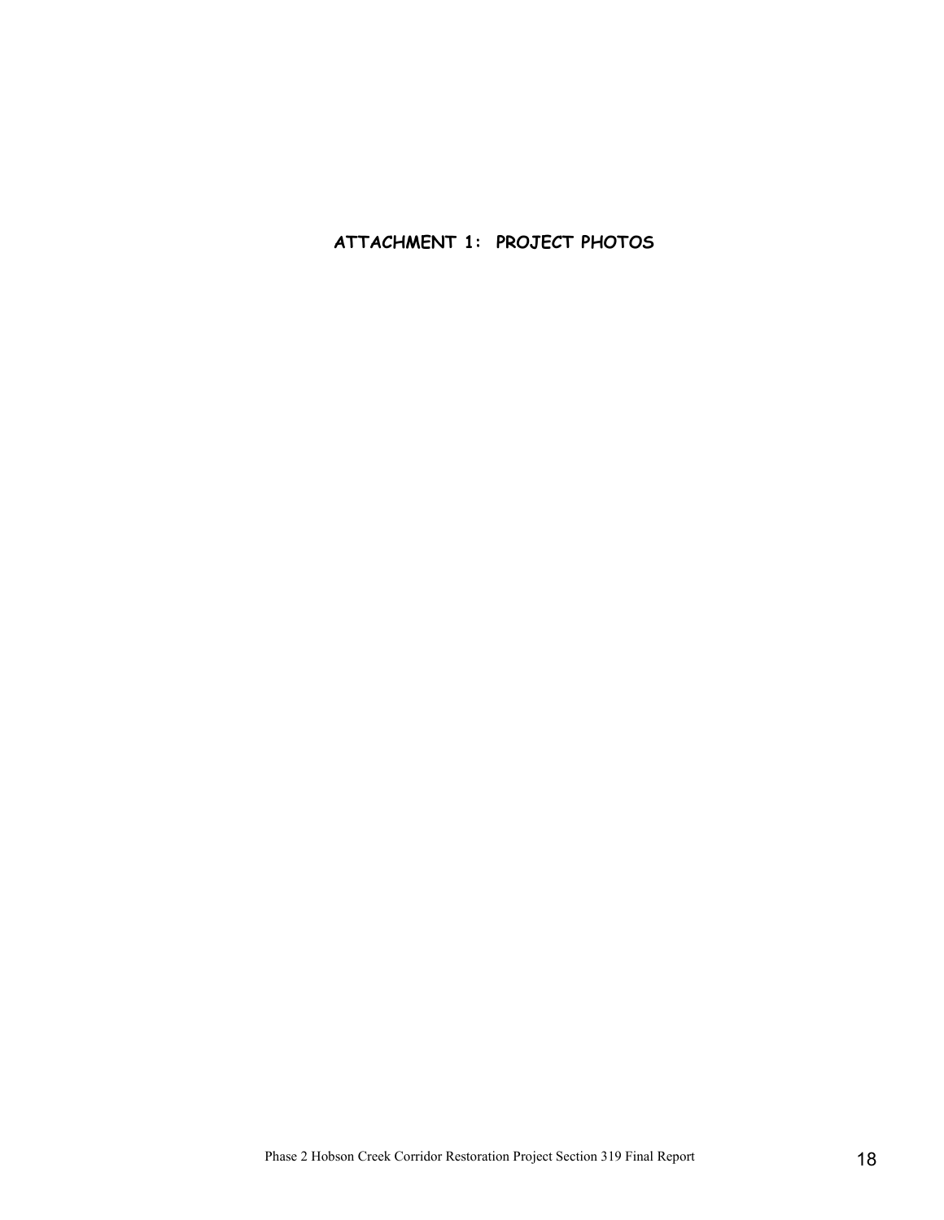## ATTACHMENT 1: PROJECT PHOTOS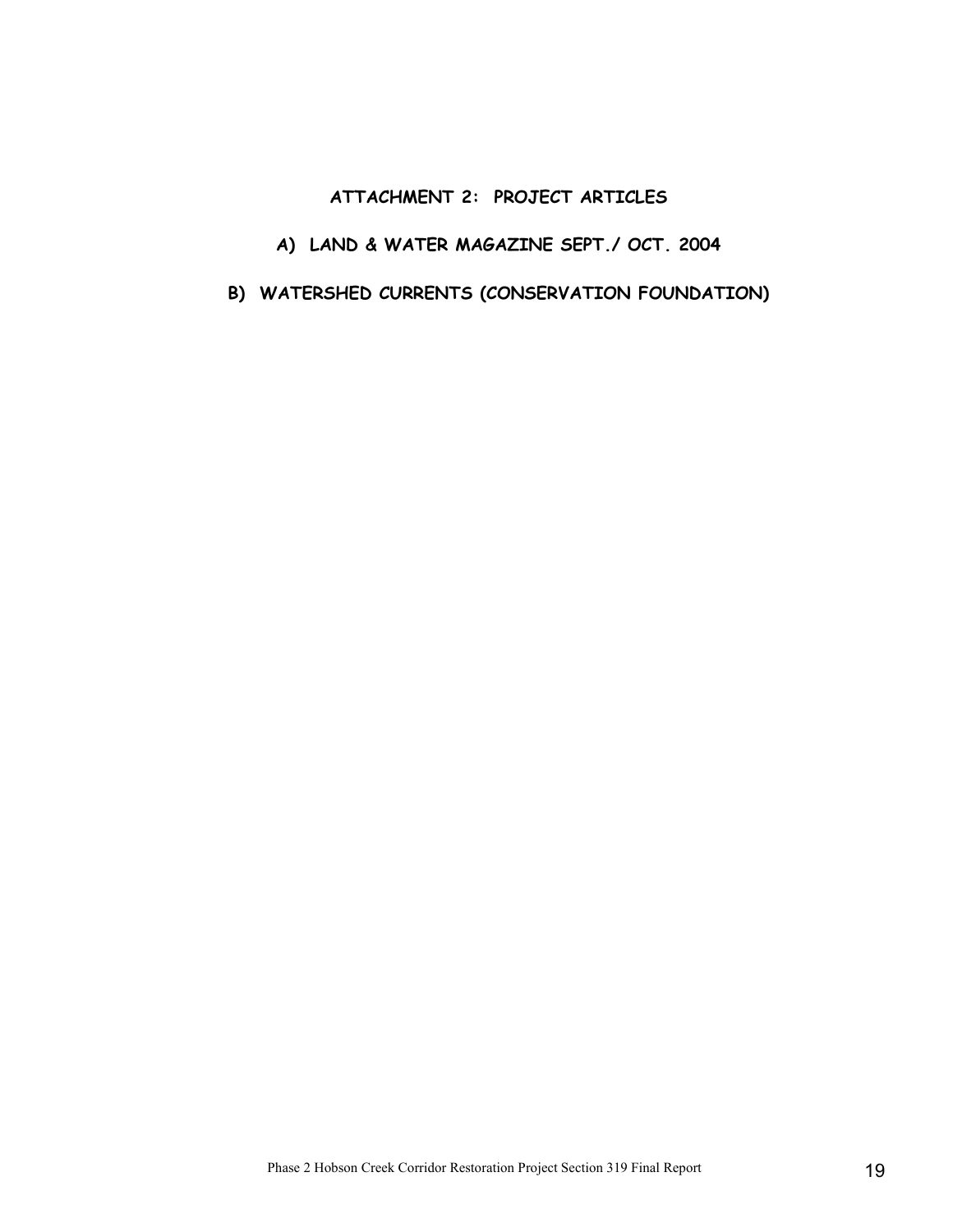## ATTACHMENT 2: PROJECT ARTICLES

### A) LAND & WATER MAGAZINE SEPT./ OCT. 2004

### B) WATERSHED CURRENTS (CONSERVATION FOUNDATION)